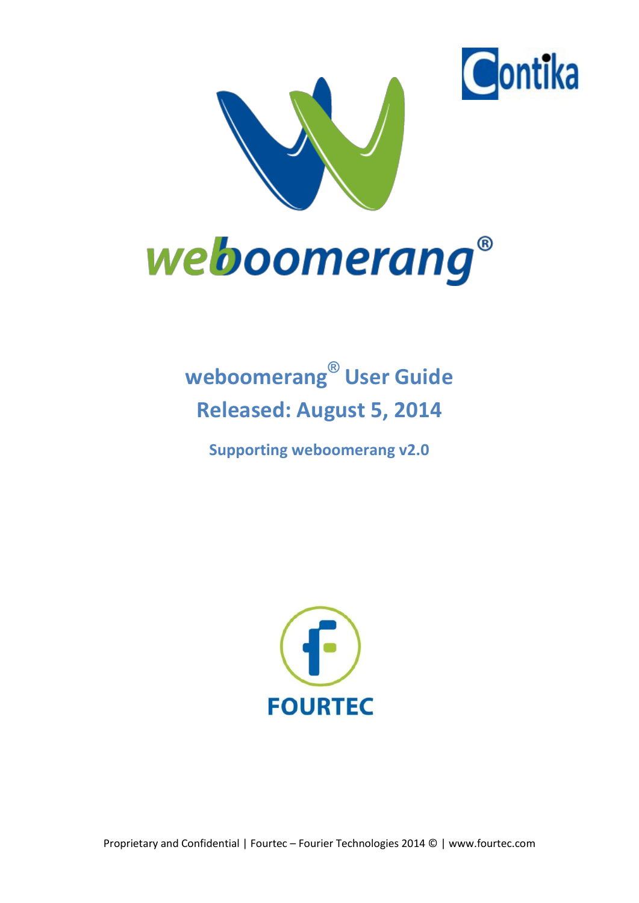# weboomerang® User Guide

# Released: August 5, 2014

### Supporting weboomerang v2.0

Proprietary and Confidential | Fourtec – Fourier Technologies 2014 © | www.fourtec.com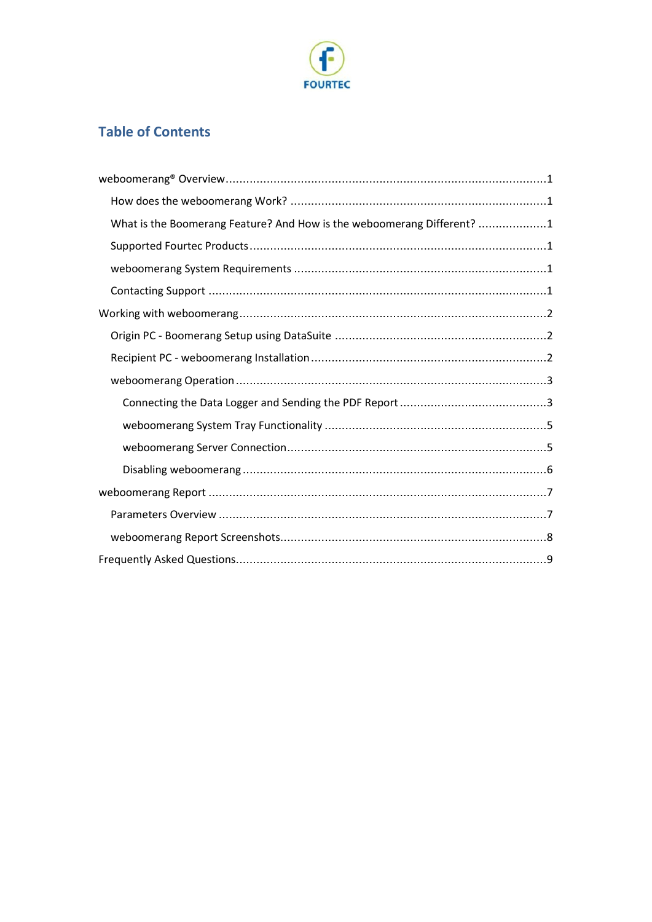## Table of Contents

weboomerang® Overview ........................................................................................ 1
- How does the weboomerang Work? ........................................................................ 1
- What is the Boomerang Feature? And How is the weboomerang Different? .................... 1
- Supported Fourtec Products ................................................................................... 1
- weboomerang System Requirements ....................................................................... 1
- Contacting Support ................................................................................................ 1

Working with weboomerang ..................................................................................... 2
- Origin PC - Boomerang Setup using DataSuite .......................................................... 2
- Recipient PC - weboomerang Installation .................................................................. 2
- weboomerang Operation ........................................................................................ 3
  - Connecting the Data Logger and Sending the PDF Report ......................................... 3
  - weboomerang System Tray Functionality ................................................................ 5
  - weboomerang Server Connection ........................................................................... 5
  - Disabling weboomerang ........................................................................................ 6

weboomerang Report ............................................................................................... 7
- Parameters Overview ............................................................................................. 7
- weboomerang Report Screenshots ........................................................................... 8

Frequently Asked Questions ..................................................................................... 9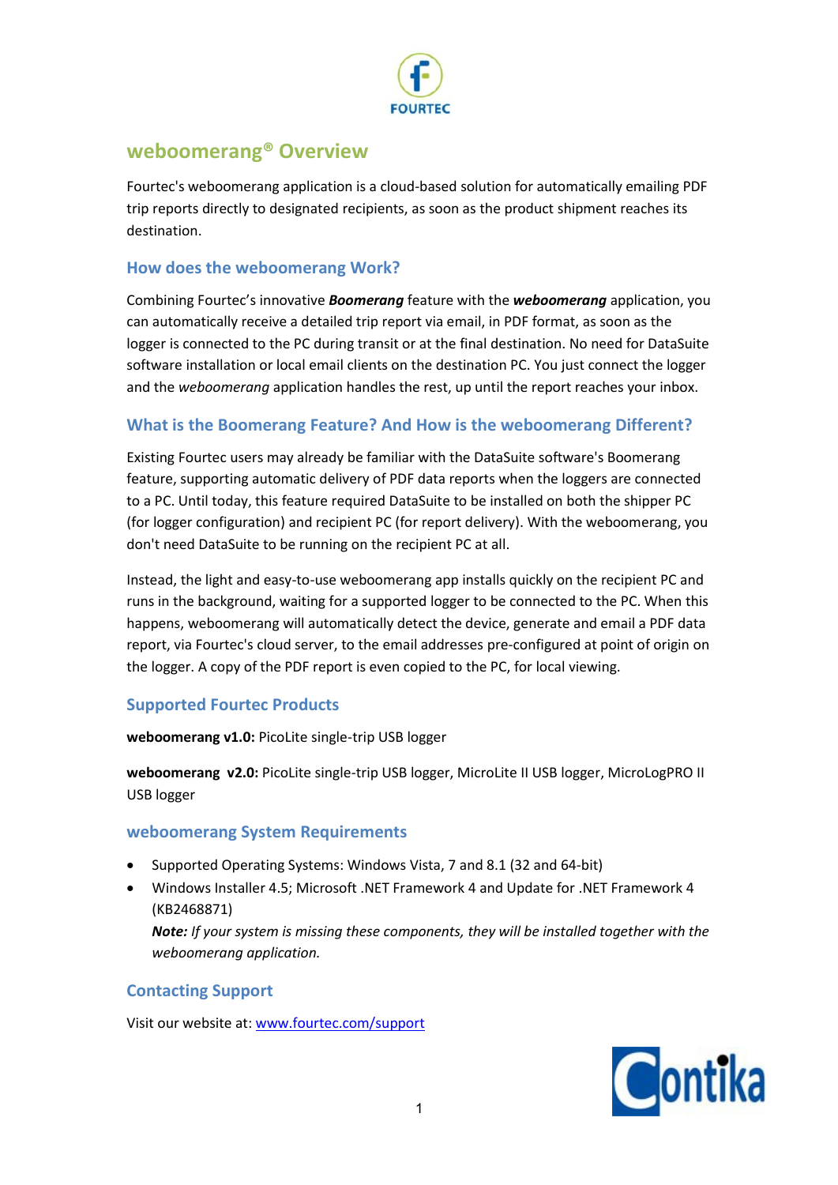# weboomerang® Overview

Fourtec's weboomerang application is a cloud-based solution for automatically emailing PDF trip reports directly to designated recipients, as soon as the product shipment reaches its destination.

## How does the weboomerang Work?

Combining Fourtec's innovative ***Boomerang*** feature with the ***weboomerang*** application, you can automatically receive a detailed trip report via email, in PDF format, as soon as the logger is connected to the PC during transit or at the final destination. No need for DataSuite software installation or local email clients on the destination PC. You just connect the logger and the *weboomerang* application handles the rest, up until the report reaches your inbox.

## What is the Boomerang Feature? And How is the weboomerang Different?

Existing Fourtec users may already be familiar with the DataSuite software's Boomerang feature, supporting automatic delivery of PDF data reports when the loggers are connected to a PC. Until today, this feature required DataSuite to be installed on both the shipper PC (for logger configuration) and recipient PC (for report delivery). With the weboomerang, you don't need DataSuite to be running on the recipient PC at all.

Instead, the light and easy-to-use weboomerang app installs quickly on the recipient PC and runs in the background, waiting for a supported logger to be connected to the PC. When this happens, weboomerang will automatically detect the device, generate and email a PDF data report, via Fourtec's cloud server, to the email addresses pre-configured at point of origin on the logger. A copy of the PDF report is even copied to the PC, for local viewing.

## Supported Fourtec Products

**weboomerang v1.0:** PicoLite single-trip USB logger

**weboomerang v2.0:** PicoLite single-trip USB logger, MicroLite II USB logger, MicroLogPRO II USB logger

## weboomerang System Requirements

- Supported Operating Systems: Windows Vista, 7 and 8.1 (32 and 64-bit)
- Windows Installer 4.5; Microsoft .NET Framework 4 and Update for .NET Framework 4 (KB2468871)
  ***Note:*** *If your system is missing these components, they will be installed together with the weboomerang application.*

## Contacting Support

Visit our website at: [www.fourtec.com/support](www.fourtec.com/support)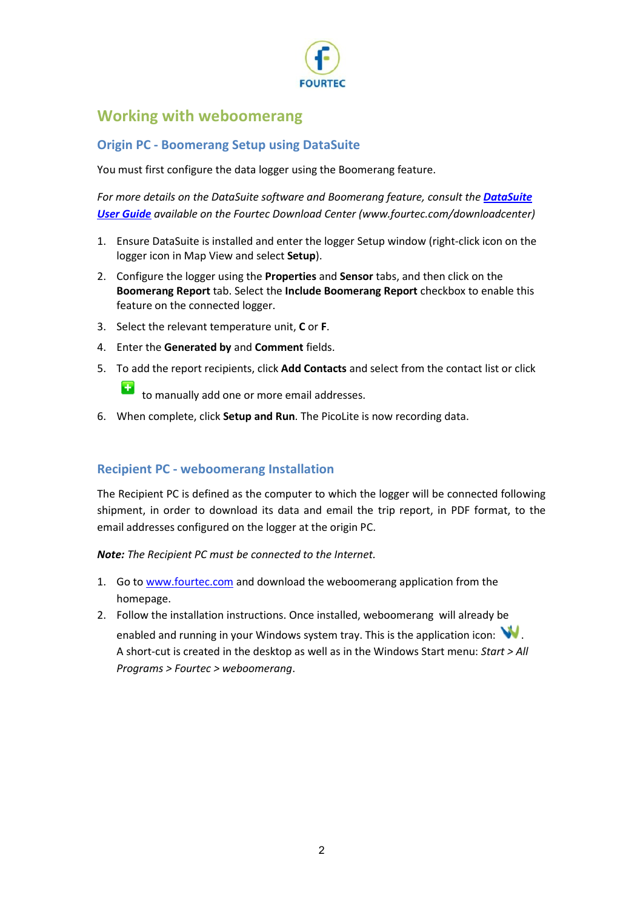# Working with weboomerang

## Origin PC - Boomerang Setup using DataSuite

You must first configure the data logger using the Boomerang feature.

*For more details on the DataSuite software and Boomerang feature, consult the **DataSuite User Guide** available on the Fourtec Download Center (www.fourtec.com/downloadcenter)*

1. Ensure DataSuite is installed and enter the logger Setup window (right-click icon on the logger icon in Map View and select **Setup**).
2. Configure the logger using the **Properties** and **Sensor** tabs, and then click on the **Boomerang Report** tab. Select the **Include Boomerang Report** checkbox to enable this feature on the connected logger.
3. Select the relevant temperature unit, **C** or **F**.
4. Enter the **Generated by** and **Comment** fields.
5. To add the report recipients, click **Add Contacts** and select from the contact list or click to manually add one or more email addresses.
6. When complete, click **Setup and Run**. The PicoLite is now recording data.

## Recipient PC - weboomerang Installation

The Recipient PC is defined as the computer to which the logger will be connected following shipment, in order to download its data and email the trip report, in PDF format, to the email addresses configured on the logger at the origin PC.

***Note:*** *The Recipient PC must be connected to the Internet.*

1. Go to www.fourtec.com and download the weboomerang application from the homepage.
2. Follow the installation instructions. Once installed, weboomerang will already be enabled and running in your Windows system tray. This is the application icon: . A short-cut is created in the desktop as well as in the Windows Start menu: *Start > All Programs > Fourtec > weboomerang*.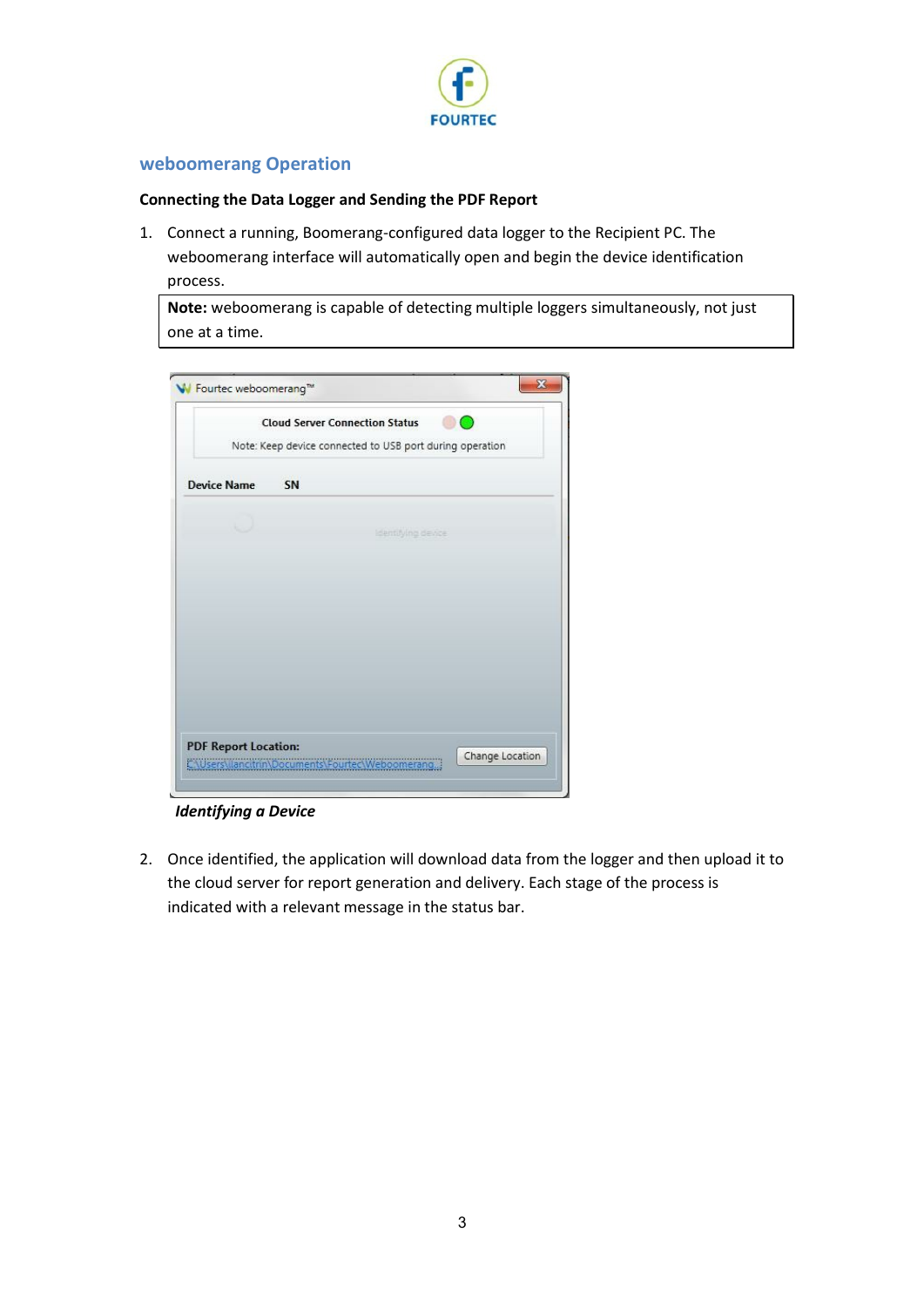## weboomerang Operation

**Connecting the Data Logger and Sending the PDF Report**

1. Connect a running, Boomerang-configured data logger to the Recipient PC. The weboomerang interface will automatically open and begin the device identification process.

| **Note:** weboomerang is capable of detecting multiple loggers simultaneously, not just one at a time. |
| --- |

***Identifying a Device***

2. Once identified, the application will download data from the logger and then upload it to the cloud server for report generation and delivery. Each stage of the process is indicated with a relevant message in the status bar.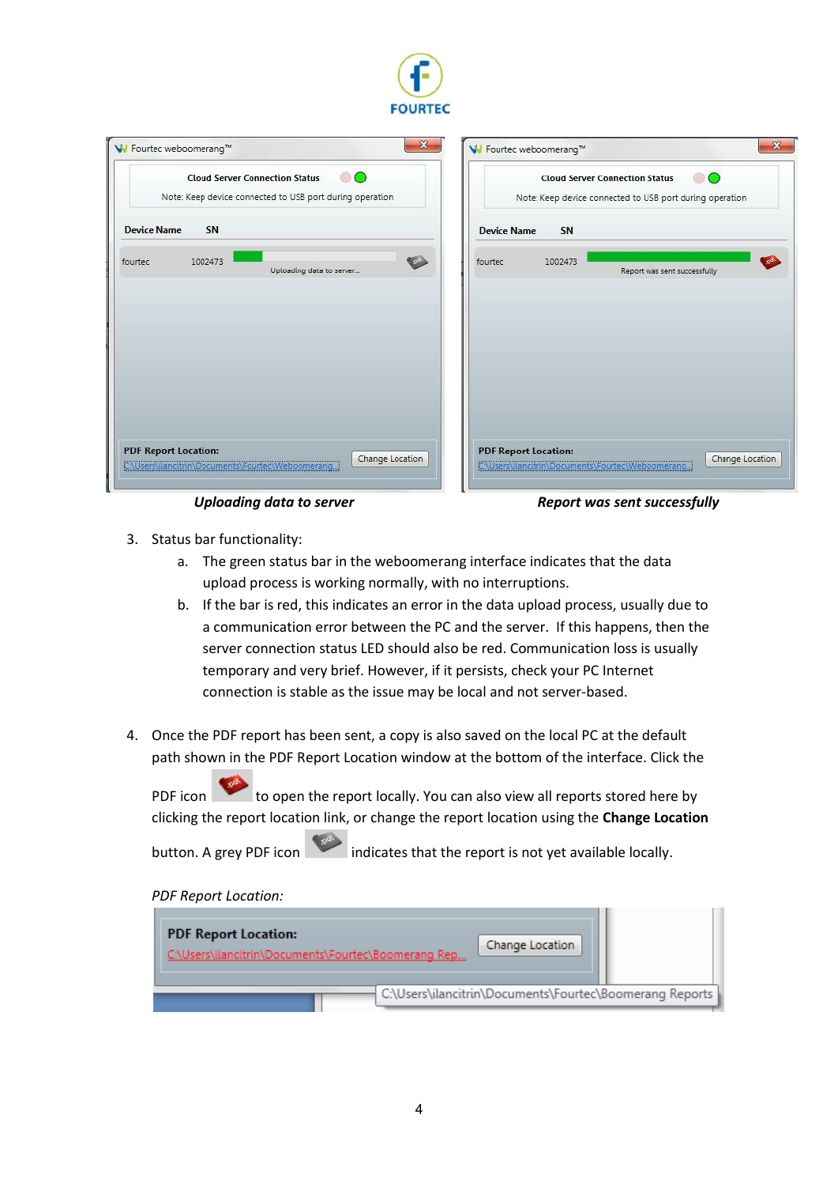*Uploading data to server*

*Report was sent successfully*

3. Status bar functionality:
   a. The green status bar in the weboomerang interface indicates that the data upload process is working normally, with no interruptions.
   b. If the bar is red, this indicates an error in the data upload process, usually due to a communication error between the PC and the server. If this happens, then the server connection status LED should also be red. Communication loss is usually temporary and very brief. However, if it persists, check your PC Internet connection is stable as the issue may be local and not server-based.

4. Once the PDF report has been sent, a copy is also saved on the local PC at the default path shown in the PDF Report Location window at the bottom of the interface. Click the PDF icon to open the report locally. You can also view all reports stored here by clicking the report location link, or change the report location using the **Change Location** button. A grey PDF icon indicates that the report is not yet available locally.

   *PDF Report Location:*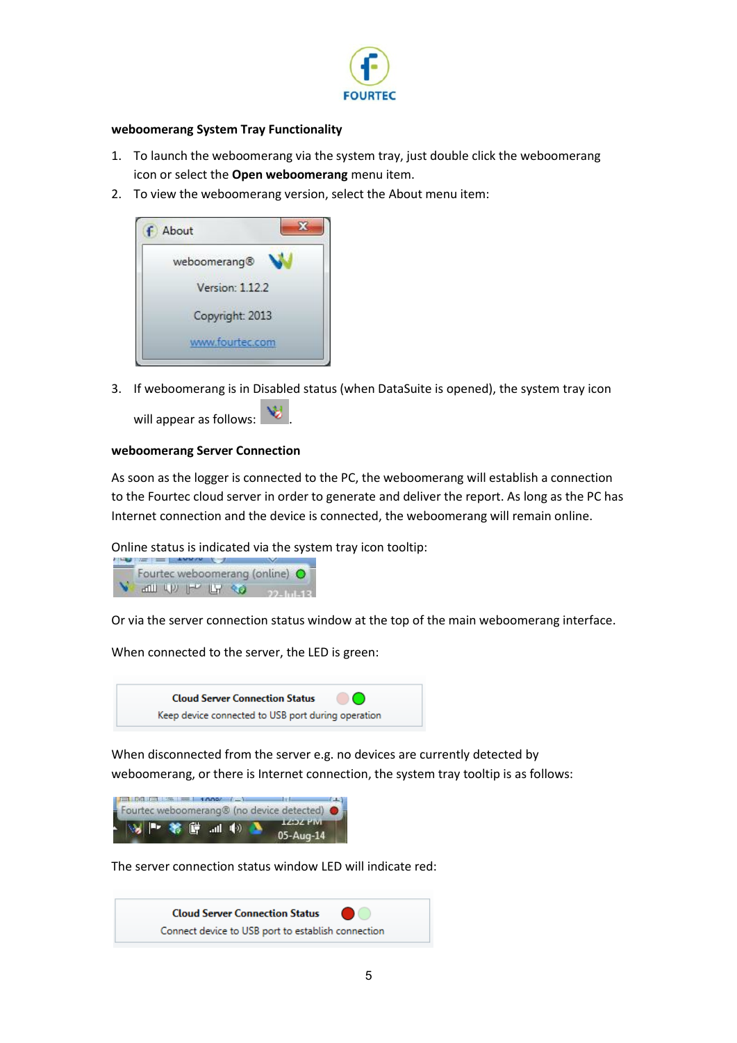### weboomerang System Tray Functionality

1. To launch the weboomerang via the system tray, just double click the weboomerang icon or select the **Open weboomerang** menu item.
2. To view the weboomerang version, select the About menu item:

3. If weboomerang is in Disabled status (when DataSuite is opened), the system tray icon will appear as follows: .

### weboomerang Server Connection

As soon as the logger is connected to the PC, the weboomerang will establish a connection to the Fourtec cloud server in order to generate and deliver the report. As long as the PC has Internet connection and the device is connected, the weboomerang will remain online.

Online status is indicated via the system tray icon tooltip:

Or via the server connection status window at the top of the main weboomerang interface.

When connected to the server, the LED is green:

When disconnected from the server e.g. no devices are currently detected by weboomerang, or there is Internet connection, the system tray tooltip is as follows:

The server connection status window LED will indicate red: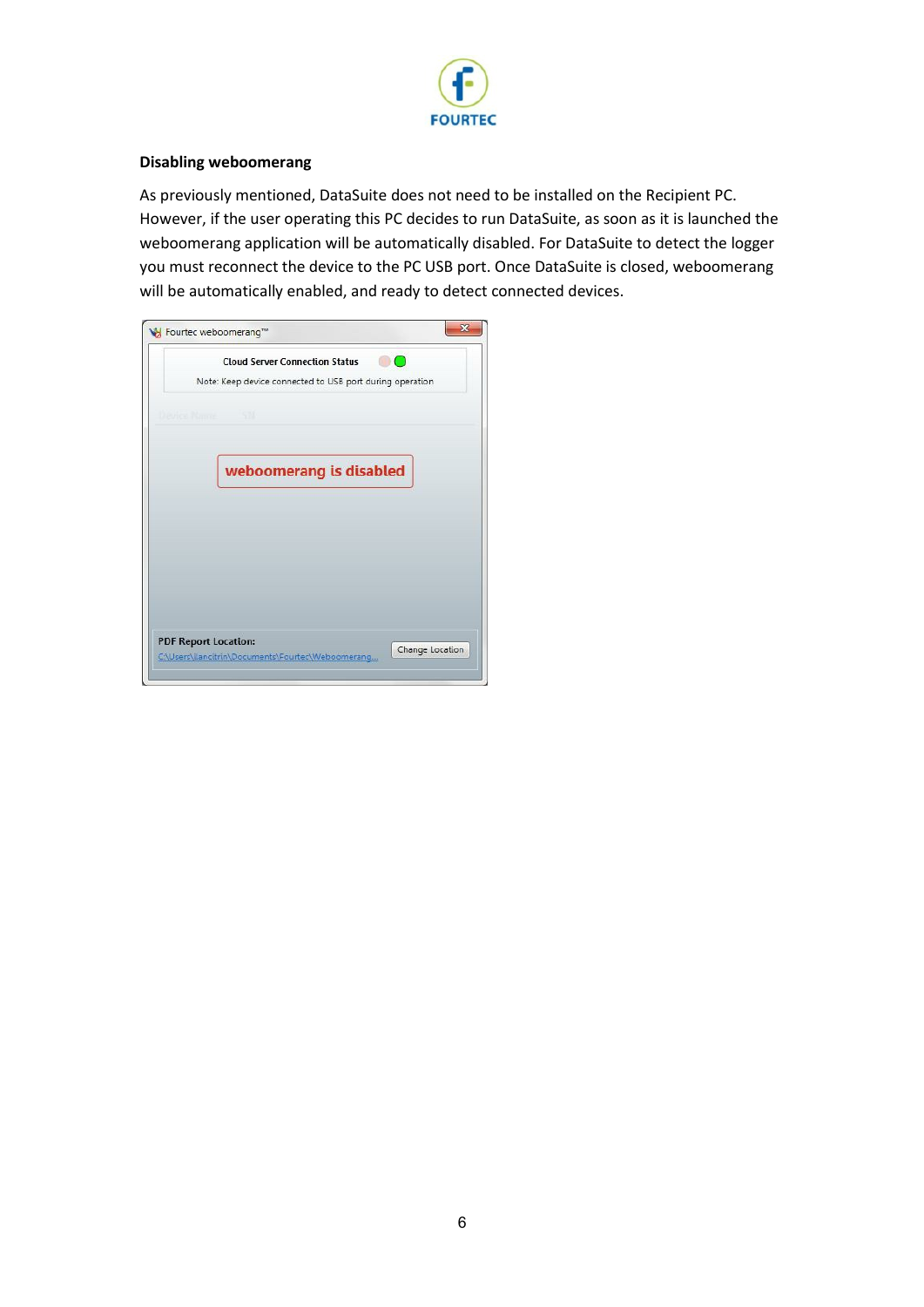**Disabling weboomerang**

As previously mentioned, DataSuite does not need to be installed on the Recipient PC. However, if the user operating this PC decides to run DataSuite, as soon as it is launched the weboomerang application will be automatically disabled. For DataSuite to detect the logger you must reconnect the device to the PC USB port. Once DataSuite is closed, weboomerang will be automatically enabled, and ready to detect connected devices.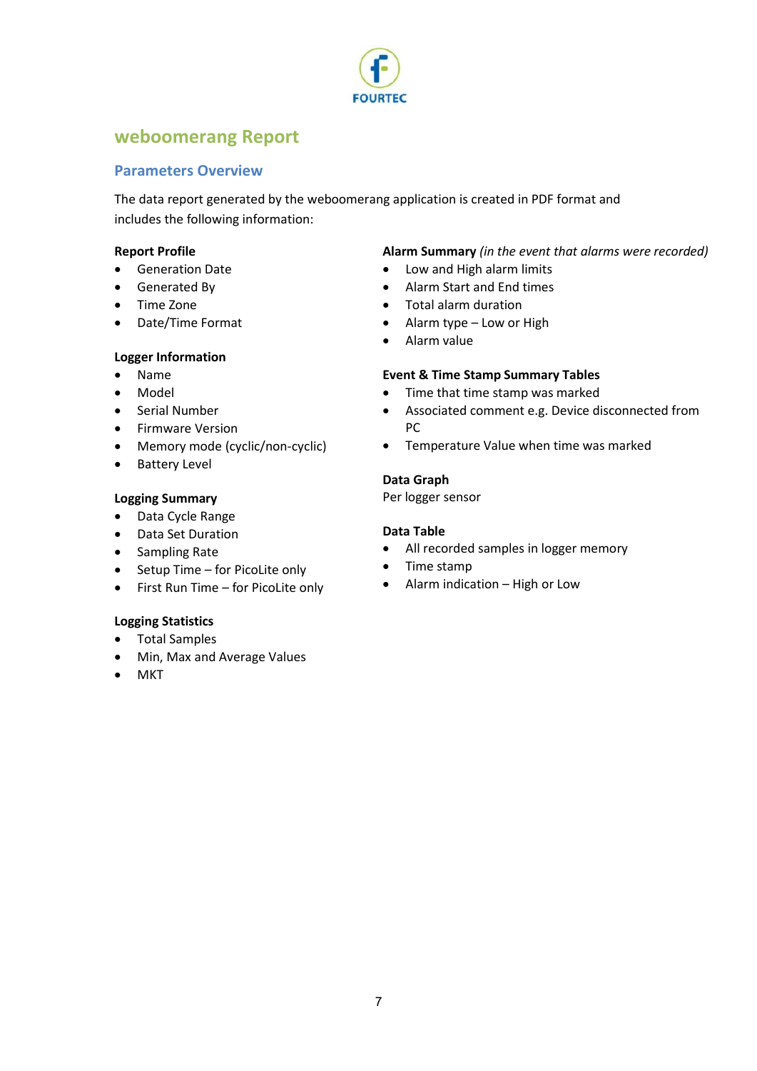# weboomerang Report

## Parameters Overview

The data report generated by the weboomerang application is created in PDF format and includes the following information:

**Report Profile**

- Generation Date
- Generated By
- Time Zone
- Date/Time Format

**Logger Information**

- Name
- Model
- Serial Number
- Firmware Version
- Memory mode (cyclic/non-cyclic)
- Battery Level

**Logging Summary**

- Data Cycle Range
- Data Set Duration
- Sampling Rate
- Setup Time – for PicoLite only
- First Run Time – for PicoLite only

**Logging Statistics**

- Total Samples
- Min, Max and Average Values
- MKT

**Alarm Summary** *(in the event that alarms were recorded)*

- Low and High alarm limits
- Alarm Start and End times
- Total alarm duration
- Alarm type – Low or High
- Alarm value

**Event & Time Stamp Summary Tables**

- Time that time stamp was marked
- Associated comment e.g. Device disconnected from PC
- Temperature Value when time was marked

**Data Graph**

Per logger sensor

**Data Table**

- All recorded samples in logger memory
- Time stamp
- Alarm indication – High or Low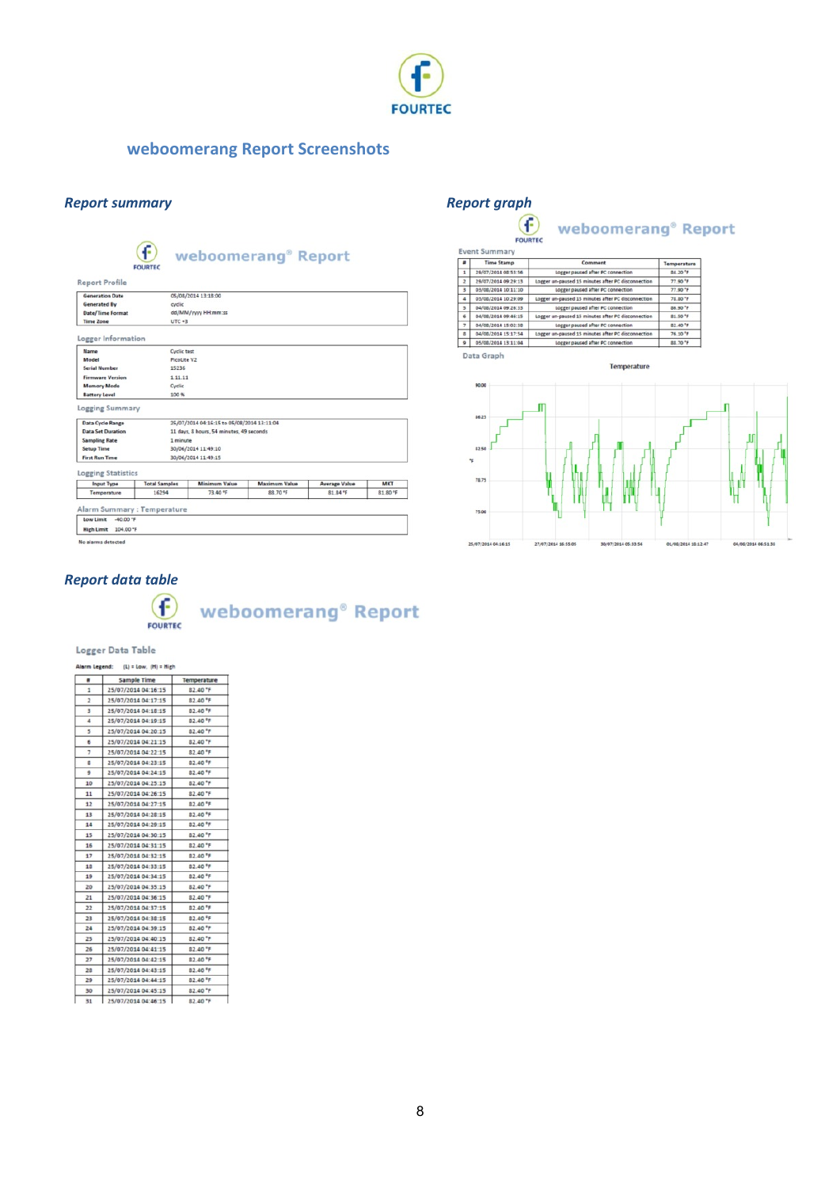FOURTEC

## weboomerang Report Screenshots

### *Report summary*

FOURTEC weboomerang® Report

**Report Profile**

| | |
|---|---|
| Generation Date | 05/08/2014 13:18:00 |
| Generated By | cyclic |
| Date/Time Format | dd/MM/yyyy HH:mm:ss |
| Time Zone | UTC +3 |

**Logger Information**

| | |
|---|---|
| Name | Cyclic test |
| Model | PicoLite V2 |
| Serial Number | 15236 |
| Firmware Version | 1.11.11 |
| Memory Mode | Cyclic |
| Battery Level | 100 % |

**Logging Summary**

| | |
|---|---|
| Data Cycle Range | 25/07/2014 04:16:15 to 05/08/2014 11:11:04 |
| Data Set Duration | 11 days, 3 hours, 54 minutes, 49 seconds |
| Sampling Rate | 1 minute |
| Setup Time | 30/06/2014 11:49:10 |
| First Run Time | 30/06/2014 11:49:15 |

**Logging Statistics**

| Input Type | Total Samples | Minimum Value | Maximum Value | Average Value | MKT |
|---|---|---|---|---|---|
| Temperature | 16294 | 73.40 °F | 88.70 °F | 81.84 °F | 81.80 °F |

**Alarm Summary : Temperature**

| | |
|---|---|
| Low Limit | -40.00 °F |
| High Limit | 104.00 °F |

No alarms detected

### *Report graph*

FOURTEC weboomerang® Report

**Event Summary**

| # | Time Stamp | Comment | Temperature |
|---|---|---|---|
| 1 | 29/07/2014 08:51:56 | Logger paused after PC connection | 84.20 °F |
| 2 | 29/07/2014 09:29:13 | Logger un-paused 15 minutes after PC disconnection | 77.90 °F |
| 3 | 03/08/2014 10:11:10 | Logger paused after PC connection | 77.90 °F |
| 4 | 03/08/2014 10:29:09 | Logger un-paused 15 minutes after PC disconnection | 78.80 °F |
| 5 | 04/08/2014 09:29:15 | Logger paused after PC connection | 86.90 °F |
| 6 | 04/08/2014 09:46:15 | Logger un-paused 15 minutes after PC disconnection | 81.50 °F |
| 7 | 04/08/2014 15:02:30 | Logger paused after PC connection | 81.40 °F |
| 8 | 04/08/2014 15:17:54 | Logger un-paused 15 minutes after PC disconnection | 76.10 °F |
| 9 | 05/08/2014 13:11:04 | Logger paused after PC connection | 88.70 °F |

**Data Graph**

Temperature

°F axis: 90.00, 86.25, 82.50, 78.75, 75.00

Time axis: 25/07/2014 04:16:15, 27/07/2014 16:15:05, 30/07/2014 05:33:54, 01/08/2014 18:12:47, 04/08/2014 06:51:30

### *Report data table*

FOURTEC weboomerang® Report

**Logger Data Table**

Alarm Legend: (L) = Low, (H) = High

| # | Sample Time | Temperature |
|---|---|---|
| 1 | 25/07/2014 04:16:15 | 82.40 °F |
| 2 | 25/07/2014 04:17:15 | 82.40 °F |
| 3 | 25/07/2014 04:18:15 | 82.40 °F |
| 4 | 25/07/2014 04:19:15 | 82.40 °F |
| 5 | 25/07/2014 04:20:15 | 82.40 °F |
| 6 | 25/07/2014 04:21:15 | 82.40 °F |
| 7 | 25/07/2014 04:22:15 | 82.40 °F |
| 8 | 25/07/2014 04:23:15 | 82.40 °F |
| 9 | 25/07/2014 04:24:15 | 82.40 °F |
| 10 | 25/07/2014 04:25:15 | 82.40 °F |
| 11 | 25/07/2014 04:26:15 | 82.40 °F |
| 12 | 25/07/2014 04:27:15 | 82.40 °F |
| 13 | 25/07/2014 04:28:15 | 82.40 °F |
| 14 | 25/07/2014 04:29:15 | 82.40 °F |
| 15 | 25/07/2014 04:30:15 | 82.40 °F |
| 16 | 25/07/2014 04:31:15 | 82.40 °F |
| 17 | 25/07/2014 04:32:15 | 82.40 °F |
| 18 | 25/07/2014 04:33:15 | 82.40 °F |
| 19 | 25/07/2014 04:34:15 | 82.40 °F |
| 20 | 25/07/2014 04:35:15 | 82.40 °F |
| 21 | 25/07/2014 04:36:15 | 82.40 °F |
| 22 | 25/07/2014 04:37:15 | 82.40 °F |
| 23 | 25/07/2014 04:38:15 | 82.40 °F |
| 24 | 25/07/2014 04:39:15 | 82.40 °F |
| 25 | 25/07/2014 04:40:15 | 82.40 °F |
| 26 | 25/07/2014 04:41:15 | 82.40 °F |
| 27 | 25/07/2014 04:42:15 | 82.40 °F |
| 28 | 25/07/2014 04:43:15 | 82.40 °F |
| 29 | 25/07/2014 04:44:15 | 82.40 °F |
| 30 | 25/07/2014 04:45:15 | 82.40 °F |
| 31 | 25/07/2014 04:46:15 | 82.40 °F |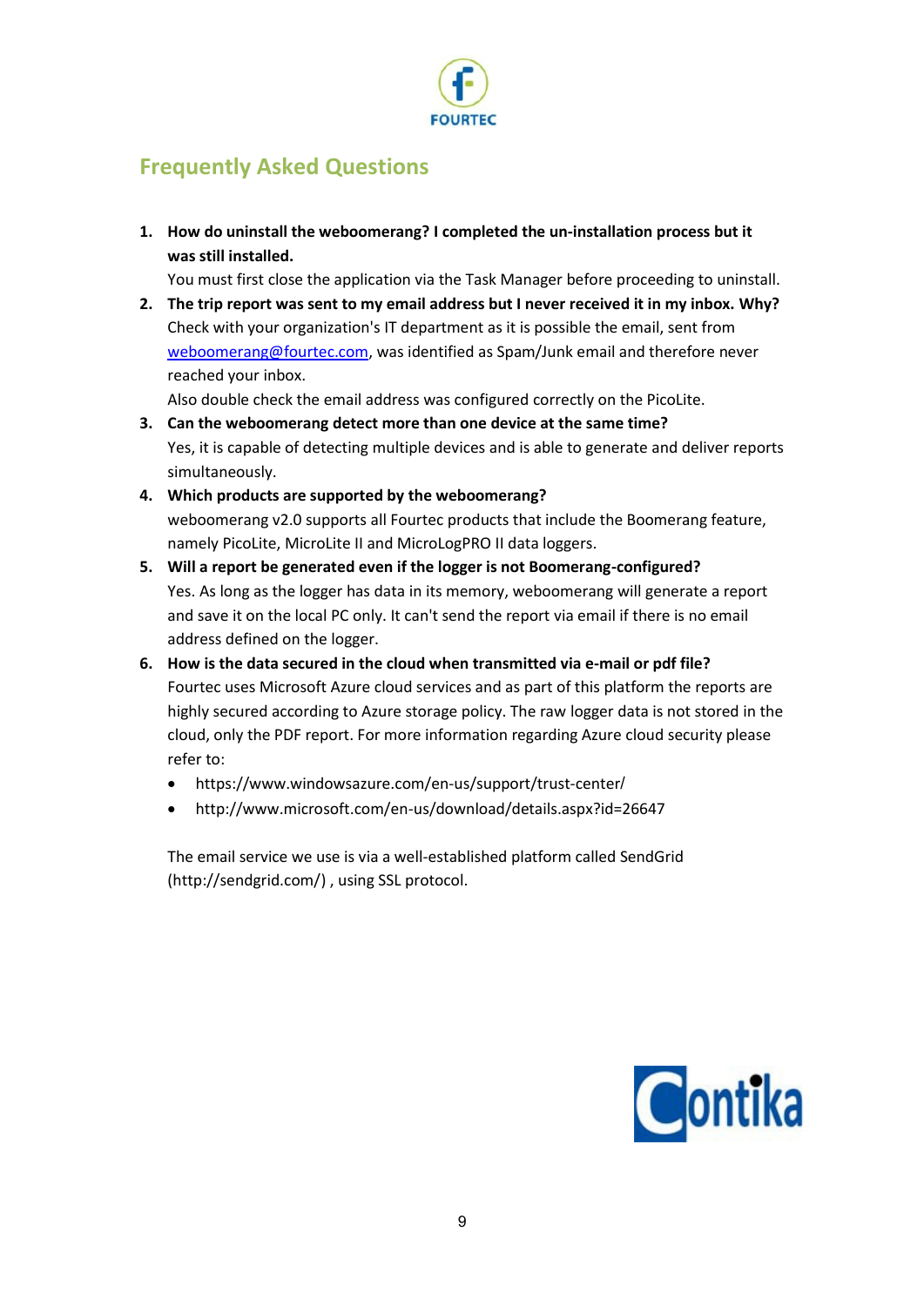## Frequently Asked Questions

1. **How do uninstall the weboomerang? I completed the un-installation process but it was still installed.**
   You must first close the application via the Task Manager before proceeding to uninstall.
2. **The trip report was sent to my email address but I never received it in my inbox. Why?**
   Check with your organization's IT department as it is possible the email, sent from weboomerang@fourtec.com, was identified as Spam/Junk email and therefore never reached your inbox.
   Also double check the email address was configured correctly on the PicoLite.
3. **Can the weboomerang detect more than one device at the same time?**
   Yes, it is capable of detecting multiple devices and is able to generate and deliver reports simultaneously.
4. **Which products are supported by the weboomerang?**
   weboomerang v2.0 supports all Fourtec products that include the Boomerang feature, namely PicoLite, MicroLite II and MicroLogPRO II data loggers.
5. **Will a report be generated even if the logger is not Boomerang-configured?**
   Yes. As long as the logger has data in its memory, weboomerang will generate a report and save it on the local PC only. It can't send the report via email if there is no email address defined on the logger.
6. **How is the data secured in the cloud when transmitted via e-mail or pdf file?**
   Fourtec uses Microsoft Azure cloud services and as part of this platform the reports are highly secured according to Azure storage policy. The raw logger data is not stored in the cloud, only the PDF report. For more information regarding Azure cloud security please refer to:
   - https://www.windowsazure.com/en-us/support/trust-center/
   - http://www.microsoft.com/en-us/download/details.aspx?id=26647

   The email service we use is via a well-established platform called SendGrid (http://sendgrid.com/) , using SSL protocol.